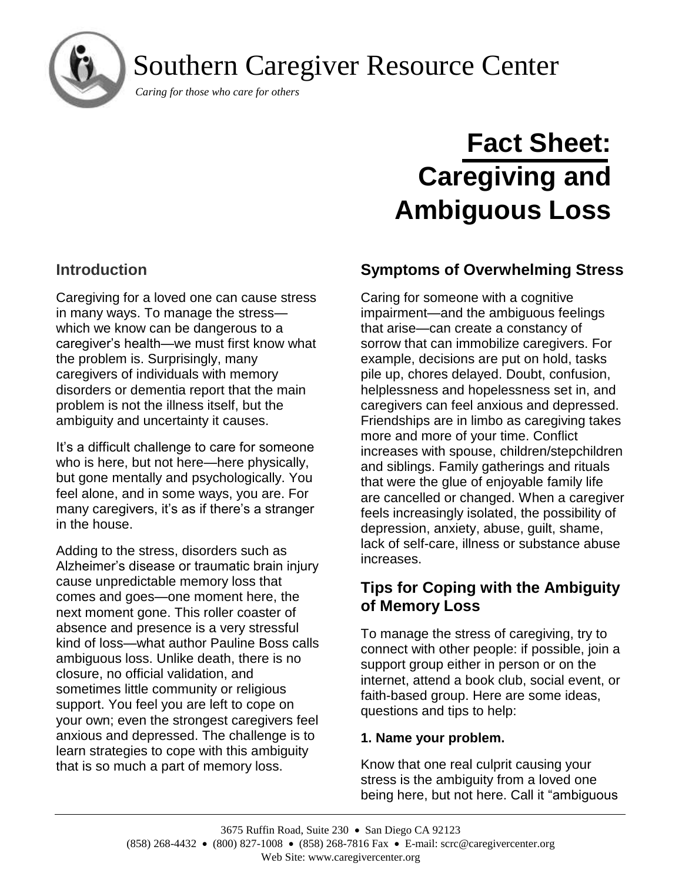# Southern Caregiver Resource Center

*Caring for those who care for others*

# Fact Sheet: Caregiving and Ambiguous Loss

## Introduction

Caregiving for a loved one can cause stress in many ways. To manage the stress—which we know can be dangerous to a caregiver's health—we must first know what the problem is. Surprisingly, many caregivers of individuals with memory disorders or dementia report that the main problem is not the illness itself, but the ambiguity and uncertainty it causes.

It's a difficult challenge to care for someone who is here, but not here—here physically, but gone mentally and psychologically. You feel alone, and in some ways, you are. For many caregivers, it's as if there's a stranger in the house.

Adding to the stress, disorders such as Alzheimer's disease or traumatic brain injury cause unpredictable memory loss that comes and goes—one moment here, the next moment gone. This roller coaster of absence and presence is a very stressful kind of loss—what author Pauline Boss calls ambiguous loss. Unlike death, there is no closure, no official validation, and sometimes little community or religious support. You feel you are left to cope on your own; even the strongest caregivers feel anxious and depressed. The challenge is to learn strategies to cope with this ambiguity that is so much a part of memory loss.

## Symptoms of Overwhelming Stress

Caring for someone with a cognitive impairment—and the ambiguous feelings that arise—can create a constancy of sorrow that can immobilize caregivers. For example, decisions are put on hold, tasks pile up, chores delayed. Doubt, confusion, helplessness and hopelessness set in, and caregivers can feel anxious and depressed. Friendships are in limbo as caregiving takes more and more of your time. Conflict increases with spouse, children/stepchildren and siblings. Family gatherings and rituals that were the glue of enjoyable family life are cancelled or changed. When a caregiver feels increasingly isolated, the possibility of depression, anxiety, abuse, guilt, shame, lack of self-care, illness or substance abuse increases.

## Tips for Coping with the Ambiguity of Memory Loss

To manage the stress of caregiving, try to connect with other people: if possible, join a support group either in person or on the internet, attend a book club, social event, or faith-based group. Here are some ideas, questions and tips to help:

**1. Name your problem.**

Know that one real culprit causing your stress is the ambiguity from a loved one being here, but not here. Call it "ambiguous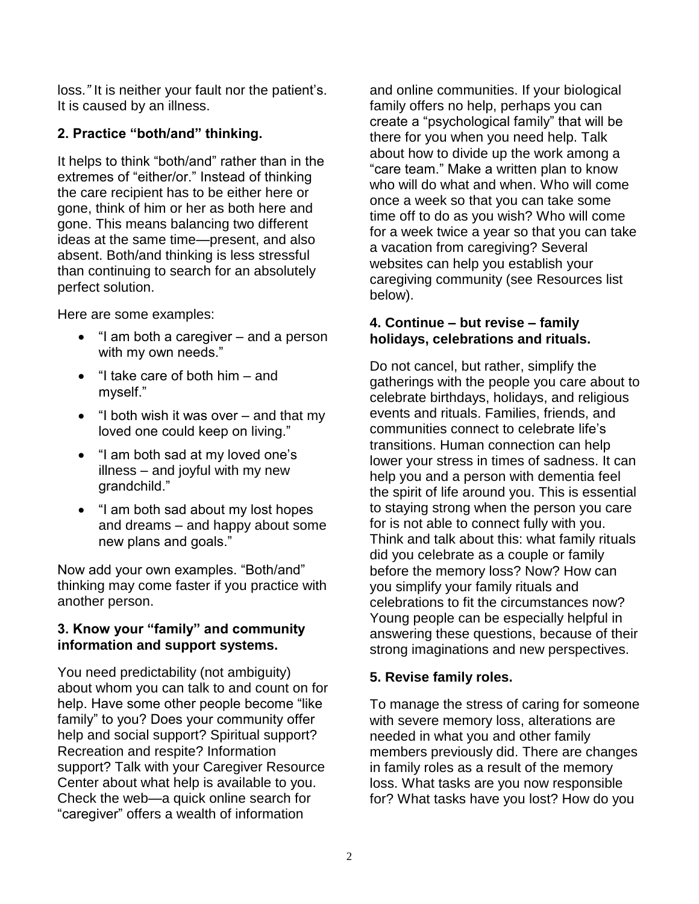loss.*"* It is neither your fault nor the patient's. It is caused by an illness.

### 2. Practice "both/and" thinking.

It helps to think "both/and" rather than in the extremes of "either/or." Instead of thinking the care recipient has to be either here or gone, think of him or her as both here and gone. This means balancing two different ideas at the same time—present, and also absent. Both/and thinking is less stressful than continuing to search for an absolutely perfect solution.

Here are some examples:

- "I am both a caregiver – and a person with my own needs."
- "I take care of both him – and myself."
- "I both wish it was over – and that my loved one could keep on living."
- "I am both sad at my loved one's illness – and joyful with my new grandchild."
- "I am both sad about my lost hopes and dreams – and happy about some new plans and goals."

Now add your own examples. "Both/and" thinking may come faster if you practice with another person.

### 3. Know your "family" and community information and support systems.

You need predictability (not ambiguity) about whom you can talk to and count on for help. Have some other people become "like family" to you? Does your community offer help and social support? Spiritual support? Recreation and respite? Information support? Talk with your Caregiver Resource Center about what help is available to you. Check the web—a quick online search for "caregiver" offers a wealth of information and online communities. If your biological family offers no help, perhaps you can create a "psychological family" that will be there for you when you need help. Talk about how to divide up the work among a "care team." Make a written plan to know who will do what and when. Who will come once a week so that you can take some time off to do as you wish? Who will come for a week twice a year so that you can take a vacation from caregiving? Several websites can help you establish your caregiving community (see Resources list below).

### 4. Continue – but revise – family holidays, celebrations and rituals.

Do not cancel, but rather, simplify the gatherings with the people you care about to celebrate birthdays, holidays, and religious events and rituals. Families, friends, and communities connect to celebrate life's transitions. Human connection can help lower your stress in times of sadness. It can help you and a person with dementia feel the spirit of life around you. This is essential to staying strong when the person you care for is not able to connect fully with you. Think and talk about this: what family rituals did you celebrate as a couple or family before the memory loss? Now? How can you simplify your family rituals and celebrations to fit the circumstances now? Young people can be especially helpful in answering these questions, because of their strong imaginations and new perspectives.

### 5. Revise family roles.

To manage the stress of caring for someone with severe memory loss, alterations are needed in what you and other family members previously did. There are changes in family roles as a result of the memory loss. What tasks are you now responsible for? What tasks have you lost? How do you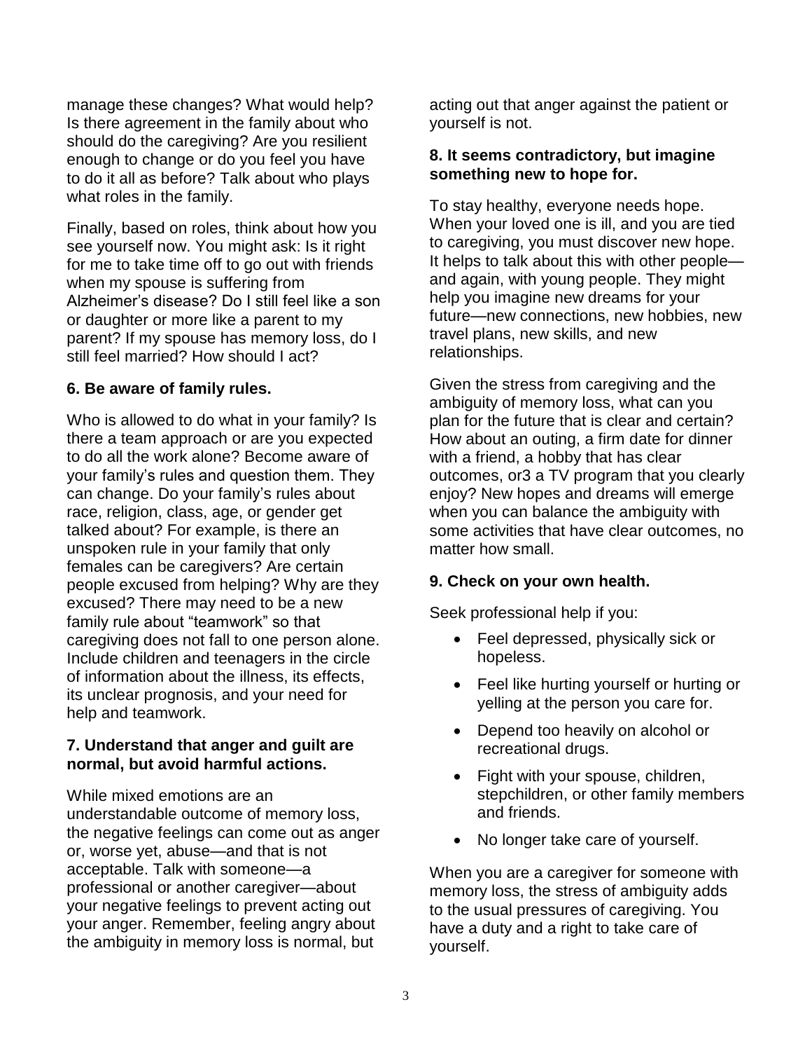manage these changes? What would help? Is there agreement in the family about who should do the caregiving? Are you resilient enough to change or do you feel you have to do it all as before? Talk about who plays what roles in the family.

Finally, based on roles, think about how you see yourself now. You might ask: Is it right for me to take time off to go out with friends when my spouse is suffering from Alzheimer's disease? Do I still feel like a son or daughter or more like a parent to my parent? If my spouse has memory loss, do I still feel married? How should I act?

**6. Be aware of family rules.**

Who is allowed to do what in your family? Is there a team approach or are you expected to do all the work alone? Become aware of your family's rules and question them. They can change. Do your family's rules about race, religion, class, age, or gender get talked about? For example, is there an unspoken rule in your family that only females can be caregivers? Are certain people excused from helping? Why are they excused? There may need to be a new family rule about "teamwork" so that caregiving does not fall to one person alone. Include children and teenagers in the circle of information about the illness, its effects, its unclear prognosis, and your need for help and teamwork.

**7. Understand that anger and guilt are normal, but avoid harmful actions.**

While mixed emotions are an understandable outcome of memory loss, the negative feelings can come out as anger or, worse yet, abuse—and that is not acceptable. Talk with someone—a professional or another caregiver—about your negative feelings to prevent acting out your anger. Remember, feeling angry about the ambiguity in memory loss is normal, but acting out that anger against the patient or yourself is not.

**8. It seems contradictory, but imagine something new to hope for.**

To stay healthy, everyone needs hope. When your loved one is ill, and you are tied to caregiving, you must discover new hope. It helps to talk about this with other people—and again, with young people. They might help you imagine new dreams for your future—new connections, new hobbies, new travel plans, new skills, and new relationships.

Given the stress from caregiving and the ambiguity of memory loss, what can you plan for the future that is clear and certain? How about an outing, a firm date for dinner with a friend, a hobby that has clear outcomes, or3 a TV program that you clearly enjoy? New hopes and dreams will emerge when you can balance the ambiguity with some activities that have clear outcomes, no matter how small.

**9. Check on your own health.**

Seek professional help if you:

- Feel depressed, physically sick or hopeless.
- Feel like hurting yourself or hurting or yelling at the person you care for.
- Depend too heavily on alcohol or recreational drugs.
- Fight with your spouse, children, stepchildren, or other family members and friends.
- No longer take care of yourself.

When you are a caregiver for someone with memory loss, the stress of ambiguity adds to the usual pressures of caregiving. You have a duty and a right to take care of yourself.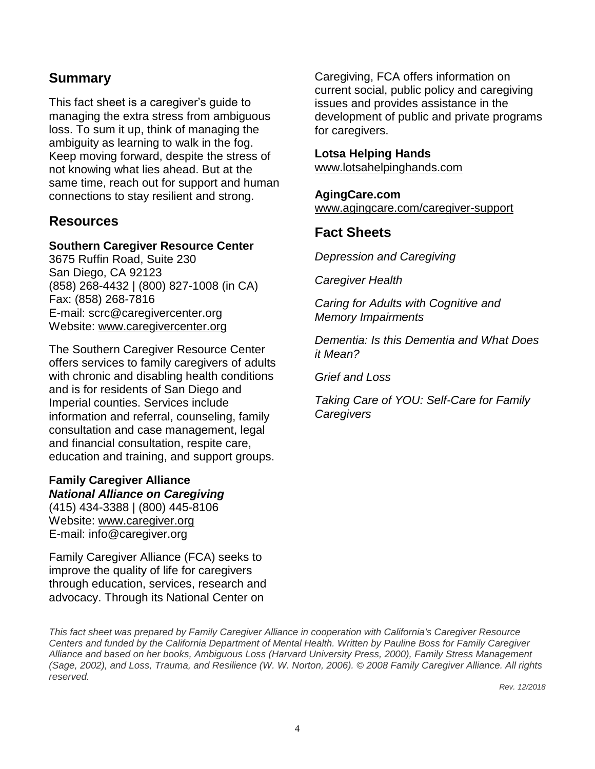## Summary

This fact sheet is a caregiver's guide to managing the extra stress from ambiguous loss. To sum it up, think of managing the ambiguity as learning to walk in the fog. Keep moving forward, despite the stress of not knowing what lies ahead. But at the same time, reach out for support and human connections to stay resilient and strong.

## Resources

**Southern Caregiver Resource Center**
3675 Ruffin Road, Suite 230
San Diego, CA 92123
(858) 268-4432 | (800) 827-1008 (in CA)
Fax: (858) 268-7816
E-mail: scrc@caregivercenter.org
Website: www.caregivercenter.org

The Southern Caregiver Resource Center offers services to family caregivers of adults with chronic and disabling health conditions and is for residents of San Diego and Imperial counties. Services include information and referral, counseling, family consultation and case management, legal and financial consultation, respite care, education and training, and support groups.

**Family Caregiver Alliance**
***National Alliance on Caregiving***
(415) 434-3388 | (800) 445-8106
Website: www.caregiver.org
E-mail: info@caregiver.org

Family Caregiver Alliance (FCA) seeks to improve the quality of life for caregivers through education, services, research and advocacy. Through its National Center on Caregiving, FCA offers information on current social, public policy and caregiving issues and provides assistance in the development of public and private programs for caregivers.

**Lotsa Helping Hands**
www.lotsahelpinghands.com

**AgingCare.com**
www.agingcare.com/caregiver-support

## Fact Sheets

*Depression and Caregiving*

*Caregiver Health*

*Caring for Adults with Cognitive and Memory Impairments*

*Dementia: Is this Dementia and What Does it Mean?*

*Grief and Loss*

*Taking Care of YOU: Self-Care for Family Caregivers*

*This fact sheet was prepared by Family Caregiver Alliance in cooperation with California's Caregiver Resource Centers and funded by the California Department of Mental Health. Written by Pauline Boss for Family Caregiver Alliance and based on her books, Ambiguous Loss (Harvard University Press, 2000), Family Stress Management (Sage, 2002), and Loss, Trauma, and Resilience (W. W. Norton, 2006). © 2008 Family Caregiver Alliance. All rights reserved.*

*Rev. 12/2018*